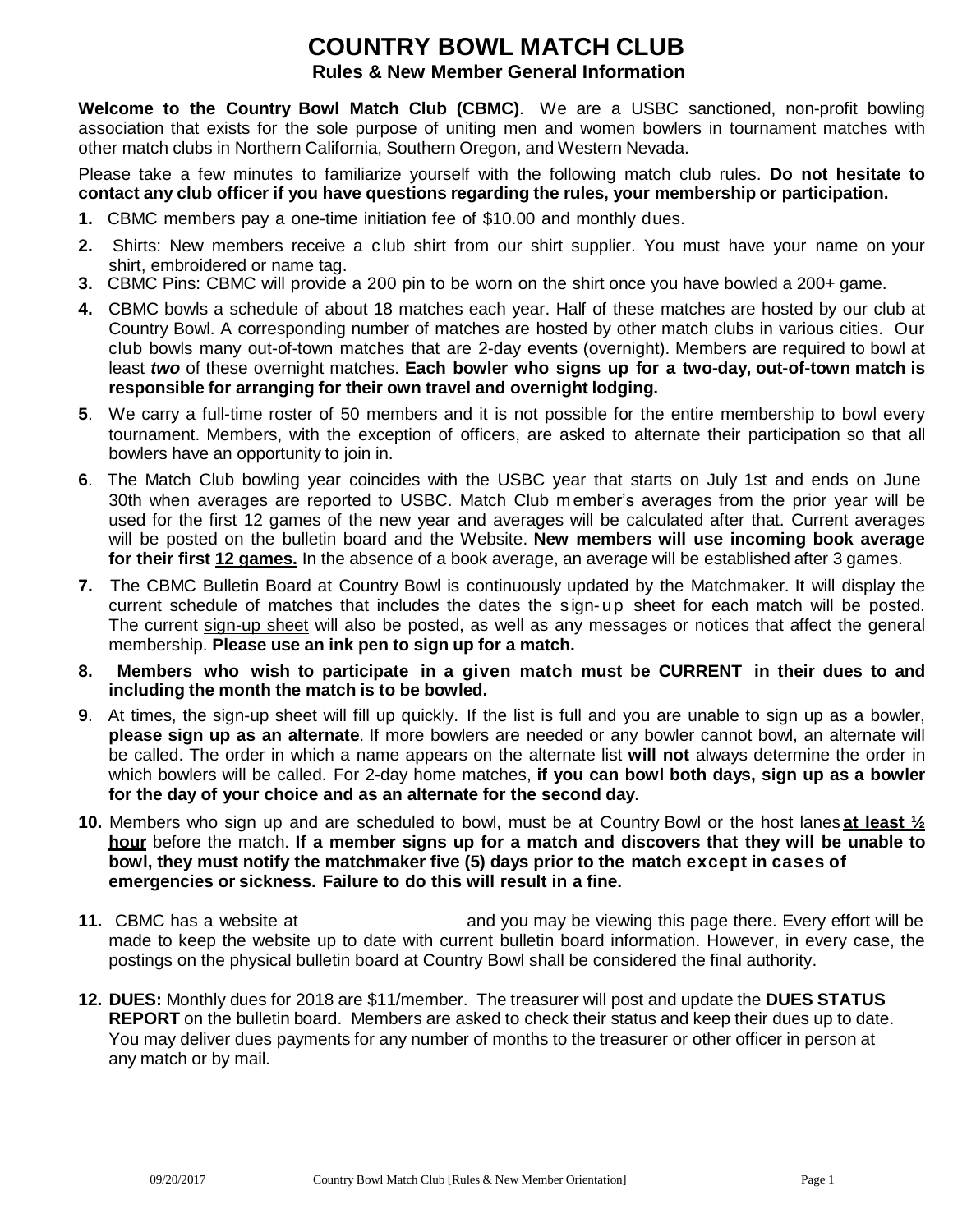# COUNTRY BOWL MATCH CLUB

## Rules & New Member General Information

**Welcome to the Country Bowl Match Club (CBMC)**. We are a USBC sanctioned, non-profit bowling association that exists for the sole purpose of uniting men and women bowlers in tournament matches with other match clubs in Northern California, Southern Oregon, and Western Nevada.

Please take a few minutes to familiarize yourself with the following match club rules. **Do not hesitate to contact any club officer if you have questions regarding the rules, your membership or participation.**

1. CBMC members pay a one-time initiation fee of $10.00 and monthly dues.
2. Shirts: New members receive a club shirt from our shirt supplier. You must have your name on your shirt, embroidered or name tag.
3. CBMC Pins: CBMC will provide a 200 pin to be worn on the shirt once you have bowled a 200+ game.
4. CBMC bowls a schedule of about 18 matches each year. Half of these matches are hosted by our club at Country Bowl. A corresponding number of matches are hosted by other match clubs in various cities. Our club bowls many out-of-town matches that are 2-day events (overnight). Members are required to bowl at least ***two*** of these overnight matches. **Each bowler who signs up for a two-day, out-of-town match is responsible for arranging for their own travel and overnight lodging.**
5. We carry a full-time roster of 50 members and it is not possible for the entire membership to bowl every tournament. Members, with the exception of officers, are asked to alternate their participation so that all bowlers have an opportunity to join in.
6. The Match Club bowling year coincides with the USBC year that starts on July 1st and ends on June 30th when averages are reported to USBC. Match Club member's averages from the prior year will be used for the first 12 games of the new year and averages will be calculated after that. Current averages will be posted on the bulletin board and the Website. **New members will use incoming book average for their first <u>12 games.</u>** In the absence of a book average, an average will be established after 3 games.
7. The CBMC Bulletin Board at Country Bowl is continuously updated by the Matchmaker. It will display the current <u>schedule of matches</u> that includes the dates the <u>sign-up sheet</u> for each match will be posted. The current <u>sign-up sheet</u> will also be posted, as well as any messages or notices that affect the general membership. **Please use an ink pen to sign up for a match.**
8. **Members who wish to participate in a given match must be CURRENT in their dues to and including the month the match is to be bowled.**
9. At times, the sign-up sheet will fill up quickly. If the list is full and you are unable to sign up as a bowler, **please sign up as an alternate**. If more bowlers are needed or any bowler cannot bowl, an alternate will be called. The order in which a name appears on the alternate list **will not** always determine the order in which bowlers will be called. For 2-day home matches, **if you can bowl both days, sign up as a bowler for the day of your choice and as an alternate for the second day**.
10. Members who sign up and are scheduled to bowl, must be at Country Bowl or the host lanes **<u>at least ½ hour</u>** before the match. **If a member signs up for a match and discovers that they will be unable to bowl, they must notify the matchmaker five (5) days prior to the match except in cases of emergencies or sickness. Failure to do this will result in a fine.**
11. CBMC has a website at and you may be viewing this page there. Every effort will be made to keep the website up to date with current bulletin board information. However, in every case, the postings on the physical bulletin board at Country Bowl shall be considered the final authority.
12. **DUES:** Monthly dues for 2018 are $11/member. The treasurer will post and update the **DUES STATUS REPORT** on the bulletin board. Members are asked to check their status and keep their dues up to date. You may deliver dues payments for any number of months to the treasurer or other officer in person at any match or by mail.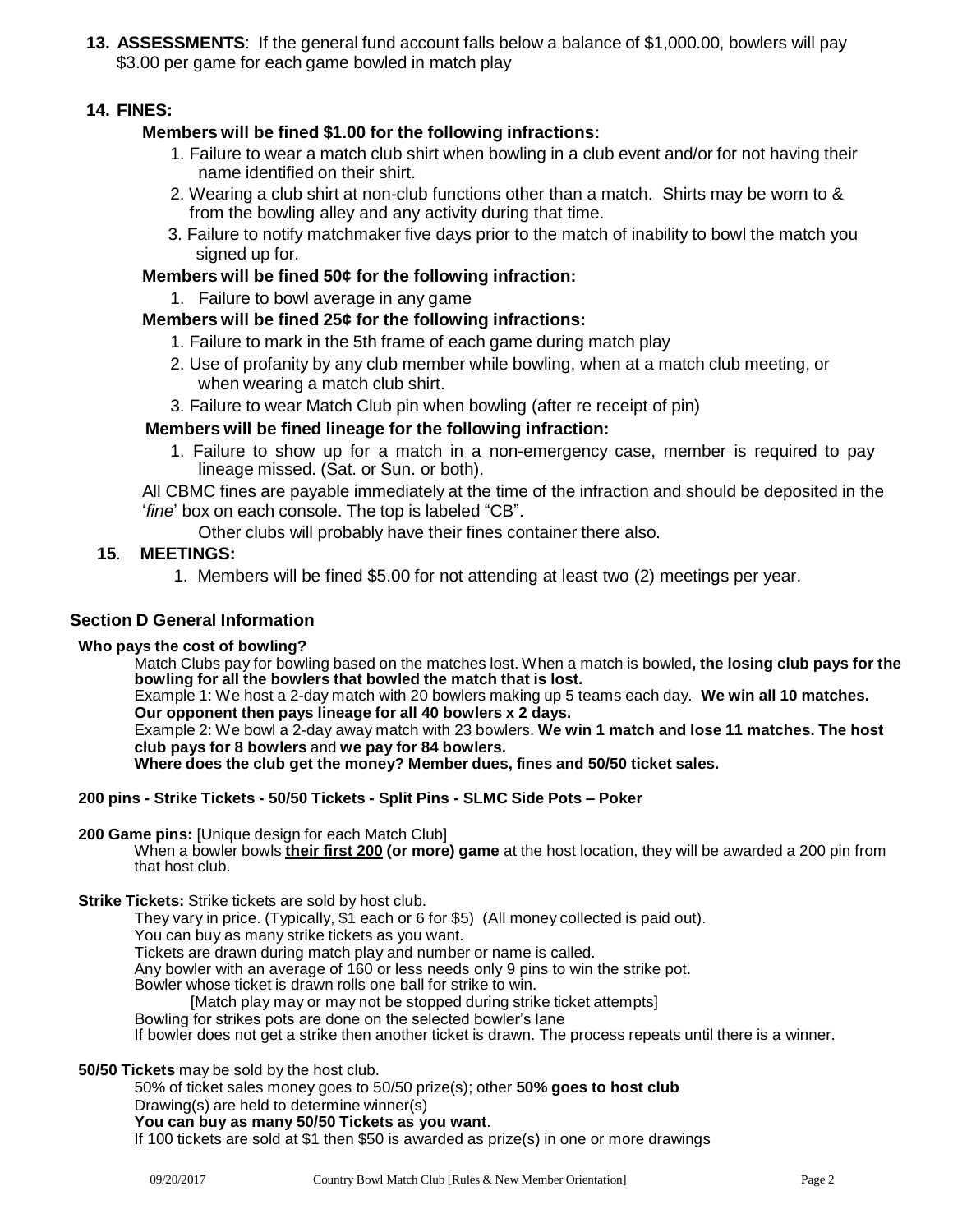**13. ASSESSMENTS**: If the general fund account falls below a balance of $1,000.00, bowlers will pay $3.00 per game for each game bowled in match play

**14. FINES:**

**Members will be fined $1.00 for the following infractions:**

1. Failure to wear a match club shirt when bowling in a club event and/or for not having their name identified on their shirt.
2. Wearing a club shirt at non-club functions other than a match. Shirts may be worn to & from the bowling alley and any activity during that time.
3. Failure to notify matchmaker five days prior to the match of inability to bowl the match you signed up for.

**Members will be fined 50¢ for the following infraction:**

1. Failure to bowl average in any game

**Members will be fined 25¢ for the following infractions:**

1. Failure to mark in the 5th frame of each game during match play
2. Use of profanity by any club member while bowling, when at a match club meeting, or when wearing a match club shirt.
3. Failure to wear Match Club pin when bowling (after re receipt of pin)

**Members will be fined lineage for the following infraction:**

1. Failure to show up for a match in a non-emergency case, member is required to pay lineage missed. (Sat. or Sun. or both).

All CBMC fines are payable immediately at the time of the infraction and should be deposited in the '*fine*' box on each console. The top is labeled "CB".

Other clubs will probably have their fines container there also.

**15. MEETINGS:**

1. Members will be fined $5.00 for not attending at least two (2) meetings per year.

## Section D General Information

**Who pays the cost of bowling?**

Match Clubs pay for bowling based on the matches lost. When a match is bowled**, the losing club pays for the bowling for all the bowlers that bowled the match that is lost.**

Example 1: We host a 2-day match with 20 bowlers making up 5 teams each day. **We win all 10 matches. Our opponent then pays lineage for all 40 bowlers x 2 days.**

Example 2: We bowl a 2-day away match with 23 bowlers. **We win 1 match and lose 11 matches. The host club pays for 8 bowlers** and **we pay for 84 bowlers.**

**Where does the club get the money? Member dues, fines and 50/50 ticket sales.**

**200 pins - Strike Tickets - 50/50 Tickets - Split Pins - SLMC Side Pots – Poker**

**200 Game pins:** [Unique design for each Match Club]

When a bowler bowls **<u>their first 200</u> (or more) game** at the host location, they will be awarded a 200 pin from that host club.

**Strike Tickets:** Strike tickets are sold by host club.

They vary in price. (Typically, $1 each or 6 for $5) (All money collected is paid out).
You can buy as many strike tickets as you want.
Tickets are drawn during match play and number or name is called.
Any bowler with an average of 160 or less needs only 9 pins to win the strike pot.
Bowler whose ticket is drawn rolls one ball for strike to win.
[Match play may or may not be stopped during strike ticket attempts]
Bowling for strikes pots are done on the selected bowler's lane
If bowler does not get a strike then another ticket is drawn. The process repeats until there is a winner.

**50/50 Tickets** may be sold by the host club.

50% of ticket sales money goes to 50/50 prize(s); other **50% goes to host club**
Drawing(s) are held to determine winner(s)
**You can buy as many 50/50 Tickets as you want**.
If 100 tickets are sold at $1 then $50 is awarded as prize(s) in one or more drawings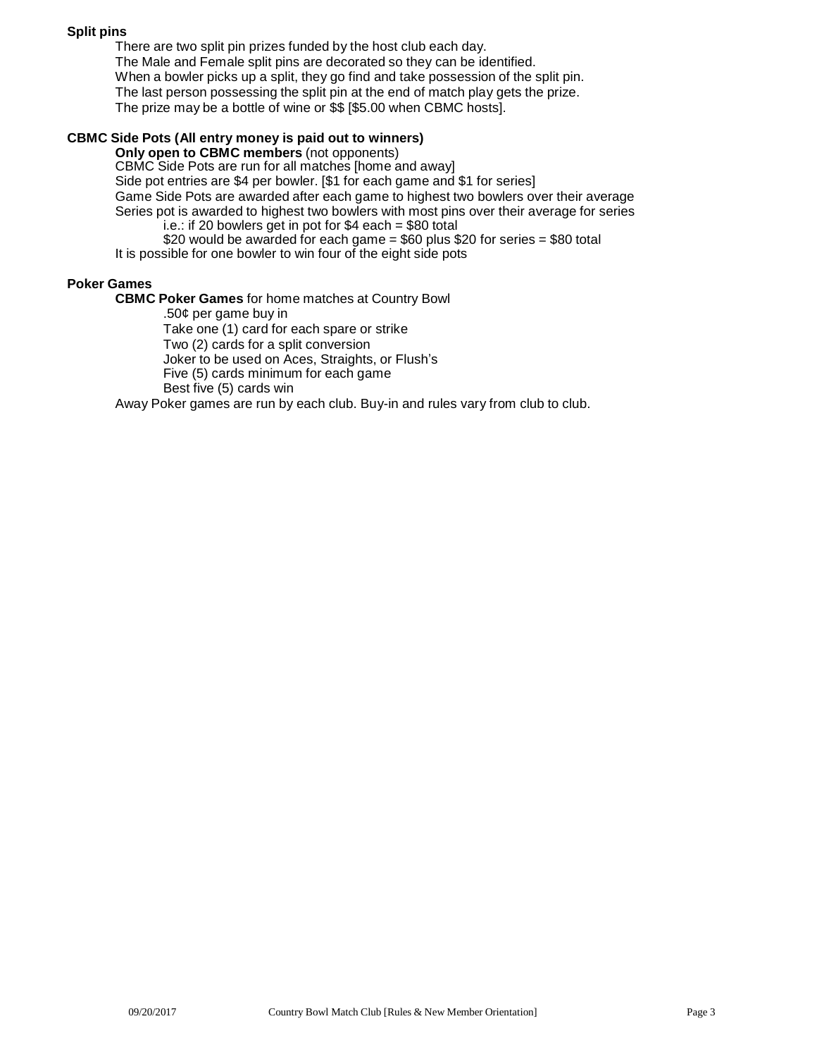**Split pins**

There are two split pin prizes funded by the host club each day.
The Male and Female split pins are decorated so they can be identified.
When a bowler picks up a split, they go find and take possession of the split pin.
The last person possessing the split pin at the end of match play gets the prize.
The prize may be a bottle of wine or $$ [$5.00 when CBMC hosts].

**CBMC Side Pots (All entry money is paid out to winners)**

**Only open to CBMC members** (not opponents)
CBMC Side Pots are run for all matches [home and away]
Side pot entries are $4 per bowler. [$1 for each game and $1 for series]
Game Side Pots are awarded after each game to highest two bowlers over their average
Series pot is awarded to highest two bowlers with most pins over their average for series

i.e.: if 20 bowlers get in pot for $4 each = $80 total
$20 would be awarded for each game = $60 plus $20 for series = $80 total

It is possible for one bowler to win four of the eight side pots

**Poker Games**

**CBMC Poker Games** for home matches at Country Bowl

.50¢ per game buy in
Take one (1) card for each spare or strike
Two (2) cards for a split conversion
Joker to be used on Aces, Straights, or Flush's
Five (5) cards minimum for each game
Best five (5) cards win

Away Poker games are run by each club. Buy-in and rules vary from club to club.